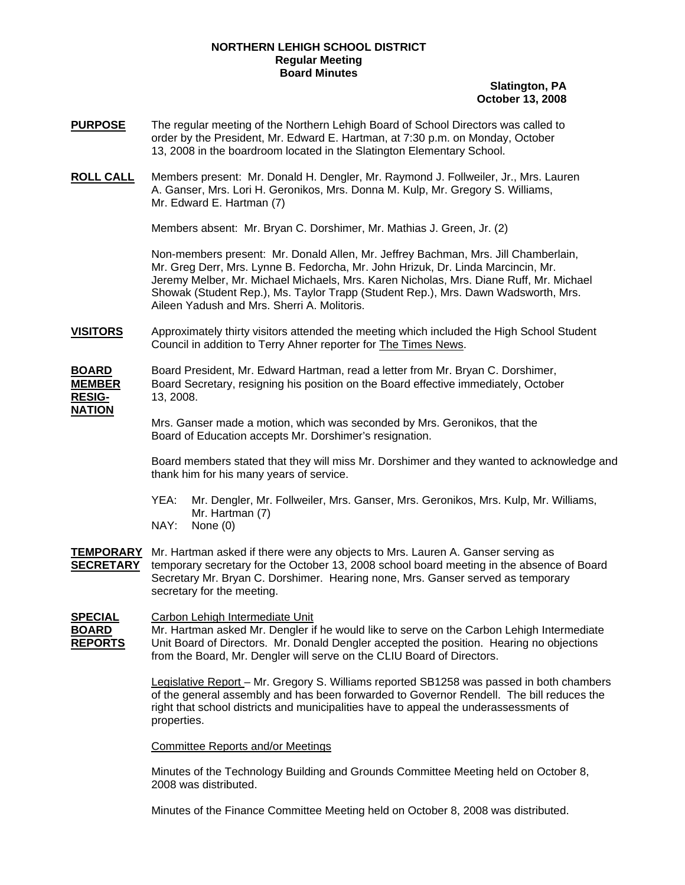**NORTHERN LEHIGH SCHOOL DISTRICT**
**Regular Meeting**
**Board Minutes**

**Slatington, PA**
**October 13, 2008**

**PURPOSE**

The regular meeting of the Northern Lehigh Board of School Directors was called to order by the President, Mr. Edward E. Hartman, at 7:30 p.m. on Monday, October 13, 2008 in the boardroom located in the Slatington Elementary School.

**ROLL CALL**

Members present: Mr. Donald H. Dengler, Mr. Raymond J. Follweiler, Jr., Mrs. Lauren A. Ganser, Mrs. Lori H. Geronikos, Mrs. Donna M. Kulp, Mr. Gregory S. Williams, Mr. Edward E. Hartman (7)

Members absent: Mr. Bryan C. Dorshimer, Mr. Mathias J. Green, Jr. (2)

Non-members present: Mr. Donald Allen, Mr. Jeffrey Bachman, Mrs. Jill Chamberlain, Mr. Greg Derr, Mrs. Lynne B. Fedorcha, Mr. John Hrizuk, Dr. Linda Marcincin, Mr. Jeremy Melber, Mr. Michael Michaels, Mrs. Karen Nicholas, Mrs. Diane Ruff, Mr. Michael Showak (Student Rep.), Ms. Taylor Trapp (Student Rep.), Mrs. Dawn Wadsworth, Mrs. Aileen Yadush and Mrs. Sherri A. Molitoris.

**VISITORS**

Approximately thirty visitors attended the meeting which included the High School Student Council in addition to Terry Ahner reporter for The Times News.

**BOARD MEMBER RESIGNATION**

Board President, Mr. Edward Hartman, read a letter from Mr. Bryan C. Dorshimer, Board Secretary, resigning his position on the Board effective immediately, October 13, 2008.

Mrs. Ganser made a motion, which was seconded by Mrs. Geronikos, that the Board of Education accepts Mr. Dorshimer's resignation.

Board members stated that they will miss Mr. Dorshimer and they wanted to acknowledge and thank him for his many years of service.

YEA: Mr. Dengler, Mr. Follweiler, Mrs. Ganser, Mrs. Geronikos, Mrs. Kulp, Mr. Williams, Mr. Hartman (7)
NAY: None (0)

**TEMPORARY SECRETARY**

Mr. Hartman asked if there were any objects to Mrs. Lauren A. Ganser serving as temporary secretary for the October 13, 2008 school board meeting in the absence of Board Secretary Mr. Bryan C. Dorshimer. Hearing none, Mrs. Ganser served as temporary secretary for the meeting.

**SPECIAL BOARD REPORTS**

Carbon Lehigh Intermediate Unit
Mr. Hartman asked Mr. Dengler if he would like to serve on the Carbon Lehigh Intermediate Unit Board of Directors. Mr. Donald Dengler accepted the position. Hearing no objections from the Board, Mr. Dengler will serve on the CLIU Board of Directors.

Legislative Report – Mr. Gregory S. Williams reported SB1258 was passed in both chambers of the general assembly and has been forwarded to Governor Rendell. The bill reduces the right that school districts and municipalities have to appeal the underassessments of properties.

Committee Reports and/or Meetings

Minutes of the Technology Building and Grounds Committee Meeting held on October 8, 2008 was distributed.

Minutes of the Finance Committee Meeting held on October 8, 2008 was distributed.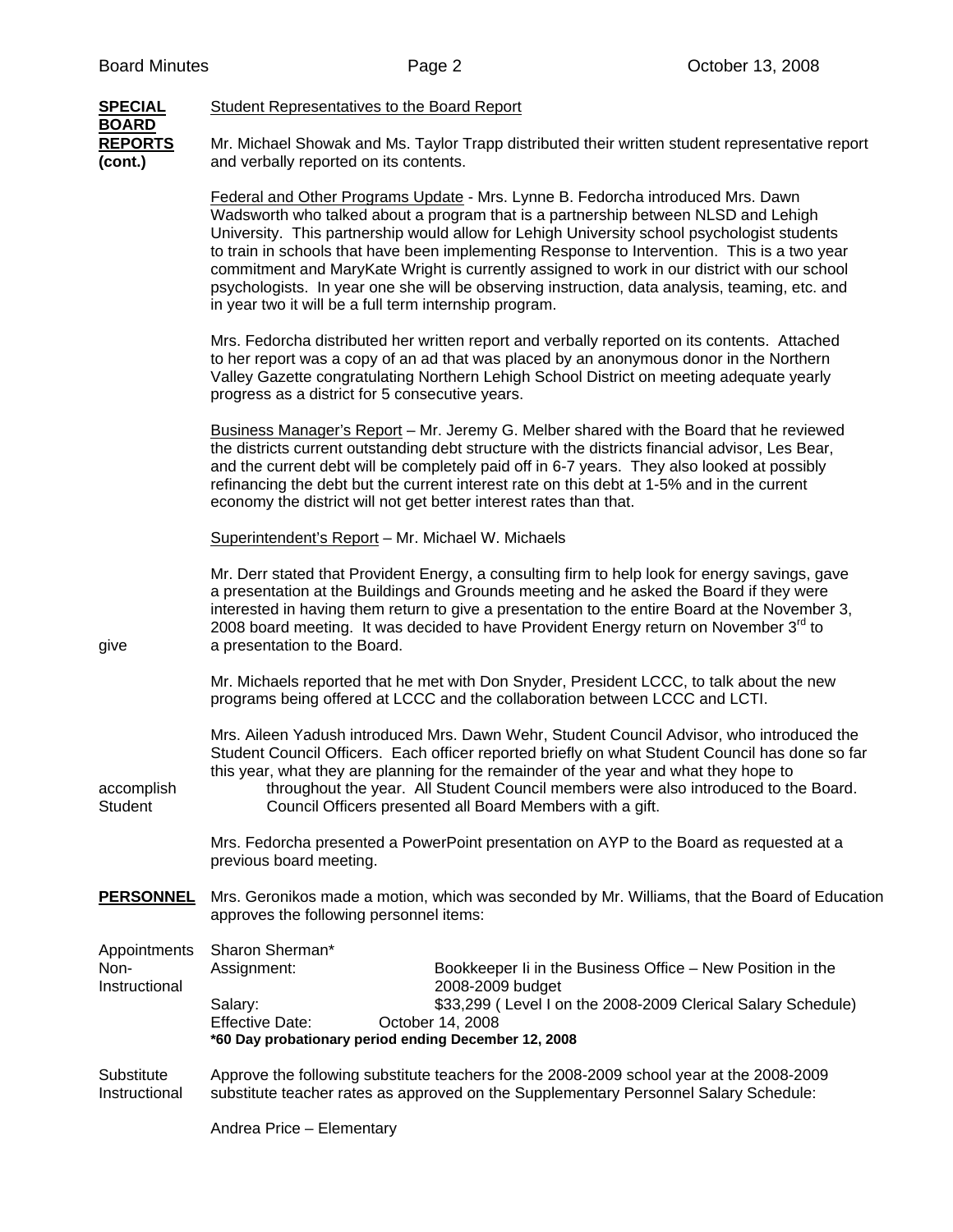**SPECIAL BOARD REPORTS (cont.)**

Student Representatives to the Board Report

Mr. Michael Showak and Ms. Taylor Trapp distributed their written student representative report and verbally reported on its contents.

Federal and Other Programs Update - Mrs. Lynne B. Fedorcha introduced Mrs. Dawn Wadsworth who talked about a program that is a partnership between NLSD and Lehigh University. This partnership would allow for Lehigh University school psychologist students to train in schools that have been implementing Response to Intervention. This is a two year commitment and MaryKate Wright is currently assigned to work in our district with our school psychologists. In year one she will be observing instruction, data analysis, teaming, etc. and in year two it will be a full term internship program.

Mrs. Fedorcha distributed her written report and verbally reported on its contents. Attached to her report was a copy of an ad that was placed by an anonymous donor in the Northern Valley Gazette congratulating Northern Lehigh School District on meeting adequate yearly progress as a district for 5 consecutive years.

Business Manager's Report – Mr. Jeremy G. Melber shared with the Board that he reviewed the districts current outstanding debt structure with the districts financial advisor, Les Bear, and the current debt will be completely paid off in 6-7 years. They also looked at possibly refinancing the debt but the current interest rate on this debt at 1-5% and in the current economy the district will not get better interest rates than that.

Superintendent's Report – Mr. Michael W. Michaels

Mr. Derr stated that Provident Energy, a consulting firm to help look for energy savings, gave a presentation at the Buildings and Grounds meeting and he asked the Board if they were interested in having them return to give a presentation to the entire Board at the November 3, 2008 board meeting. It was decided to have Provident Energy return on November 3rd to give a presentation to the Board.

Mr. Michaels reported that he met with Don Snyder, President LCCC, to talk about the new programs being offered at LCCC and the collaboration between LCCC and LCTI.

Mrs. Aileen Yadush introduced Mrs. Dawn Wehr, Student Council Advisor, who introduced the Student Council Officers. Each officer reported briefly on what Student Council has done so far this year, what they are planning for the remainder of the year and what they hope to accomplish throughout the year. All Student Council members were also introduced to the Board. Student Council Officers presented all Board Members with a gift.

Mrs. Fedorcha presented a PowerPoint presentation on AYP to the Board as requested at a previous board meeting.

**PERSONNEL**

Mrs. Geronikos made a motion, which was seconded by Mr. Williams, that the Board of Education approves the following personnel items:

Appointments Non-Instructional

Sharon Sherman*

Assignment: Bookkeeper Ii in the Business Office – New Position in the 2008-2009 budget

Salary: $33,299 ( Level I on the 2008-2009 Clerical Salary Schedule)

Effective Date: October 14, 2008

**\*60 Day probationary period ending December 12, 2008**

Substitute Instructional

Approve the following substitute teachers for the 2008-2009 school year at the 2008-2009 substitute teacher rates as approved on the Supplementary Personnel Salary Schedule:

Andrea Price – Elementary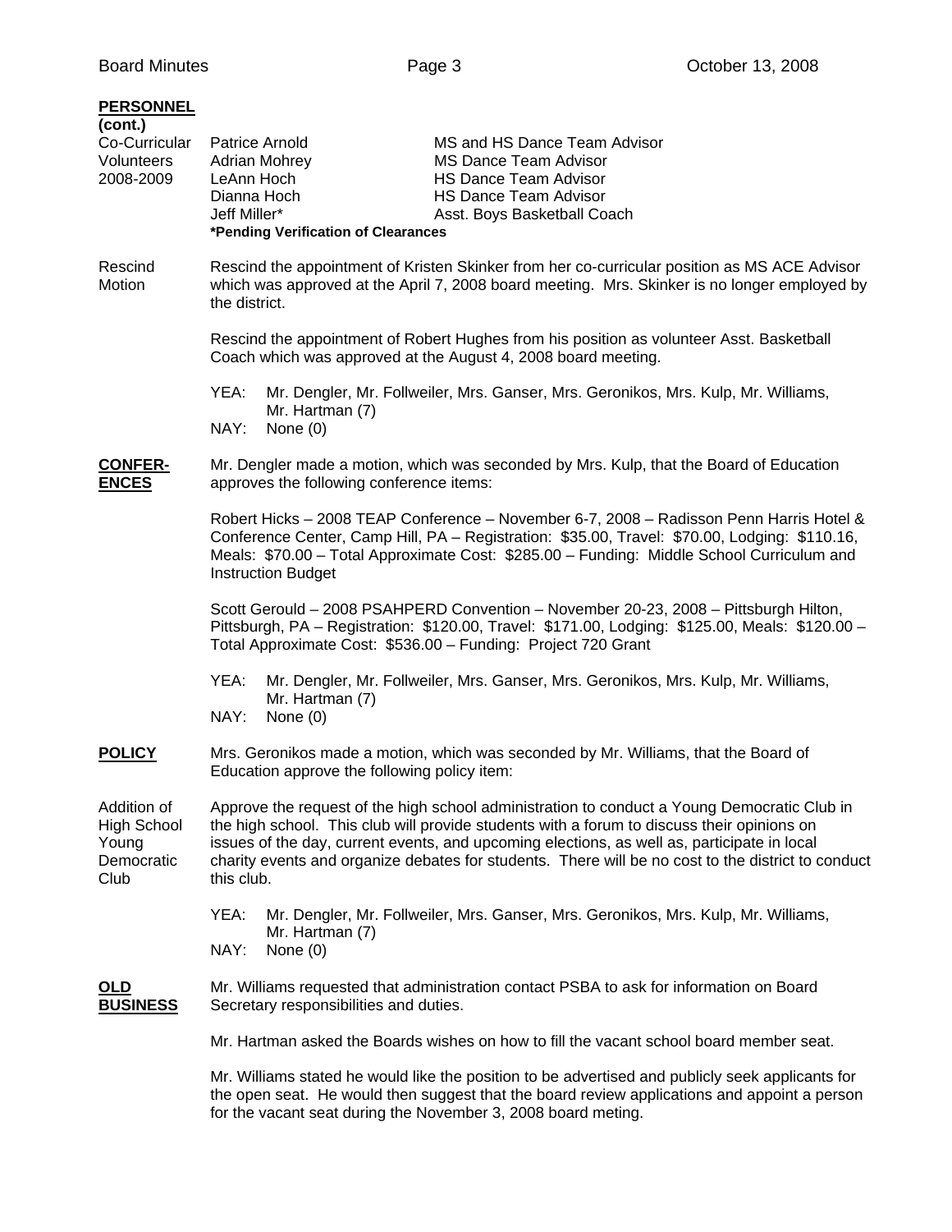**PERSONNEL (cont.)**

Co-Curricular Volunteers 2008-2009

| | |
|---|---|
| Patrice Arnold | MS and HS Dance Team Advisor |
| Adrian Mohrey | MS Dance Team Advisor |
| LeAnn Hoch | HS Dance Team Advisor |
| Dianna Hoch | HS Dance Team Advisor |
| Jeff Miller* | Asst. Boys Basketball Coach |

**\*Pending Verification of Clearances**

Rescind Motion

Rescind the appointment of Kristen Skinker from her co-curricular position as MS ACE Advisor which was approved at the April 7, 2008 board meeting. Mrs. Skinker is no longer employed by the district.

Rescind the appointment of Robert Hughes from his position as volunteer Asst. Basketball Coach which was approved at the August 4, 2008 board meeting.

YEA: Mr. Dengler, Mr. Follweiler, Mrs. Ganser, Mrs. Geronikos, Mrs. Kulp, Mr. Williams, Mr. Hartman (7)
NAY: None (0)

**CONFERENCES**

Mr. Dengler made a motion, which was seconded by Mrs. Kulp, that the Board of Education approves the following conference items:

Robert Hicks – 2008 TEAP Conference – November 6-7, 2008 – Radisson Penn Harris Hotel & Conference Center, Camp Hill, PA – Registration: $35.00, Travel: $70.00, Lodging: $110.16, Meals: $70.00 – Total Approximate Cost: $285.00 – Funding: Middle School Curriculum and Instruction Budget

Scott Gerould – 2008 PSAHPERD Convention – November 20-23, 2008 – Pittsburgh Hilton, Pittsburgh, PA – Registration: $120.00, Travel: $171.00, Lodging: $125.00, Meals: $120.00 – Total Approximate Cost: $536.00 – Funding: Project 720 Grant

YEA: Mr. Dengler, Mr. Follweiler, Mrs. Ganser, Mrs. Geronikos, Mrs. Kulp, Mr. Williams, Mr. Hartman (7)
NAY: None (0)

**POLICY**

Mrs. Geronikos made a motion, which was seconded by Mr. Williams, that the Board of Education approve the following policy item:

Addition of High School Young Democratic Club

Approve the request of the high school administration to conduct a Young Democratic Club in the high school. This club will provide students with a forum to discuss their opinions on issues of the day, current events, and upcoming elections, as well as, participate in local charity events and organize debates for students. There will be no cost to the district to conduct this club.

YEA: Mr. Dengler, Mr. Follweiler, Mrs. Ganser, Mrs. Geronikos, Mrs. Kulp, Mr. Williams, Mr. Hartman (7)
NAY: None (0)

**OLD BUSINESS**

Mr. Williams requested that administration contact PSBA to ask for information on Board Secretary responsibilities and duties.

Mr. Hartman asked the Boards wishes on how to fill the vacant school board member seat.

Mr. Williams stated he would like the position to be advertised and publicly seek applicants for the open seat. He would then suggest that the board review applications and appoint a person for the vacant seat during the November 3, 2008 board meting.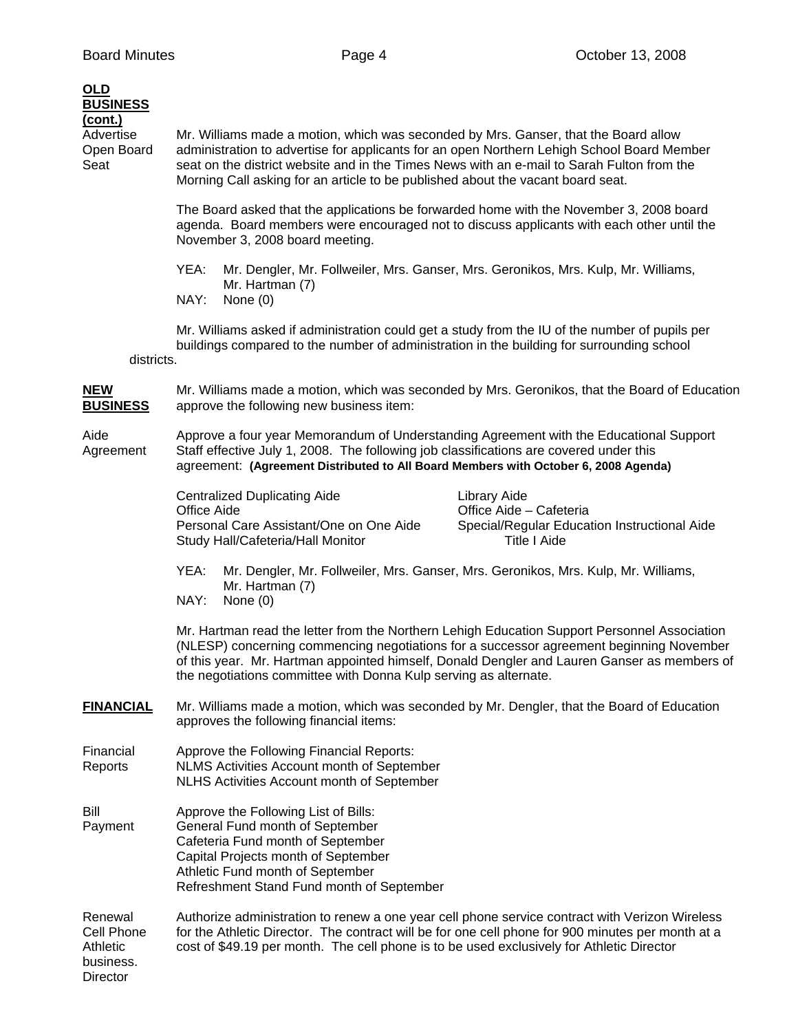**OLD BUSINESS (cont.)**

Advertise Open Board Seat

Mr. Williams made a motion, which was seconded by Mrs. Ganser, that the Board allow administration to advertise for applicants for an open Northern Lehigh School Board Member seat on the district website and in the Times News with an e-mail to Sarah Fulton from the Morning Call asking for an article to be published about the vacant board seat.

The Board asked that the applications be forwarded home with the November 3, 2008 board agenda. Board members were encouraged not to discuss applicants with each other until the November 3, 2008 board meeting.

YEA: Mr. Dengler, Mr. Follweiler, Mrs. Ganser, Mrs. Geronikos, Mrs. Kulp, Mr. Williams, Mr. Hartman (7)
NAY: None (0)

Mr. Williams asked if administration could get a study from the IU of the number of pupils per buildings compared to the number of administration in the building for surrounding school districts.

**NEW BUSINESS**

Mr. Williams made a motion, which was seconded by Mrs. Geronikos, that the Board of Education approve the following new business item:

Aide Agreement

Approve a four year Memorandum of Understanding Agreement with the Educational Support Staff effective July 1, 2008. The following job classifications are covered under this agreement: **(Agreement Distributed to All Board Members with October 6, 2008 Agenda)**

| | |
|---|---|
| Centralized Duplicating Aide | Library Aide |
| Office Aide | Office Aide – Cafeteria |
| Personal Care Assistant/One on One Aide | Special/Regular Education Instructional Aide |
| Study Hall/Cafeteria/Hall Monitor | Title I Aide |

YEA: Mr. Dengler, Mr. Follweiler, Mrs. Ganser, Mrs. Geronikos, Mrs. Kulp, Mr. Williams, Mr. Hartman (7)
NAY: None (0)

Mr. Hartman read the letter from the Northern Lehigh Education Support Personnel Association (NLESP) concerning commencing negotiations for a successor agreement beginning November of this year. Mr. Hartman appointed himself, Donald Dengler and Lauren Ganser as members of the negotiations committee with Donna Kulp serving as alternate.

**FINANCIAL**

Mr. Williams made a motion, which was seconded by Mr. Dengler, that the Board of Education approves the following financial items:

Financial Reports

Approve the Following Financial Reports:
NLMS Activities Account month of September
NLHS Activities Account month of September

Bill Payment

Approve the Following List of Bills:
General Fund month of September
Cafeteria Fund month of September
Capital Projects month of September
Athletic Fund month of September
Refreshment Stand Fund month of September

Renewal Cell Phone Athletic Director

Authorize administration to renew a one year cell phone service contract with Verizon Wireless for the Athletic Director. The contract will be for one cell phone for 900 minutes per month at a cost of $49.19 per month. The cell phone is to be used exclusively for Athletic Director business.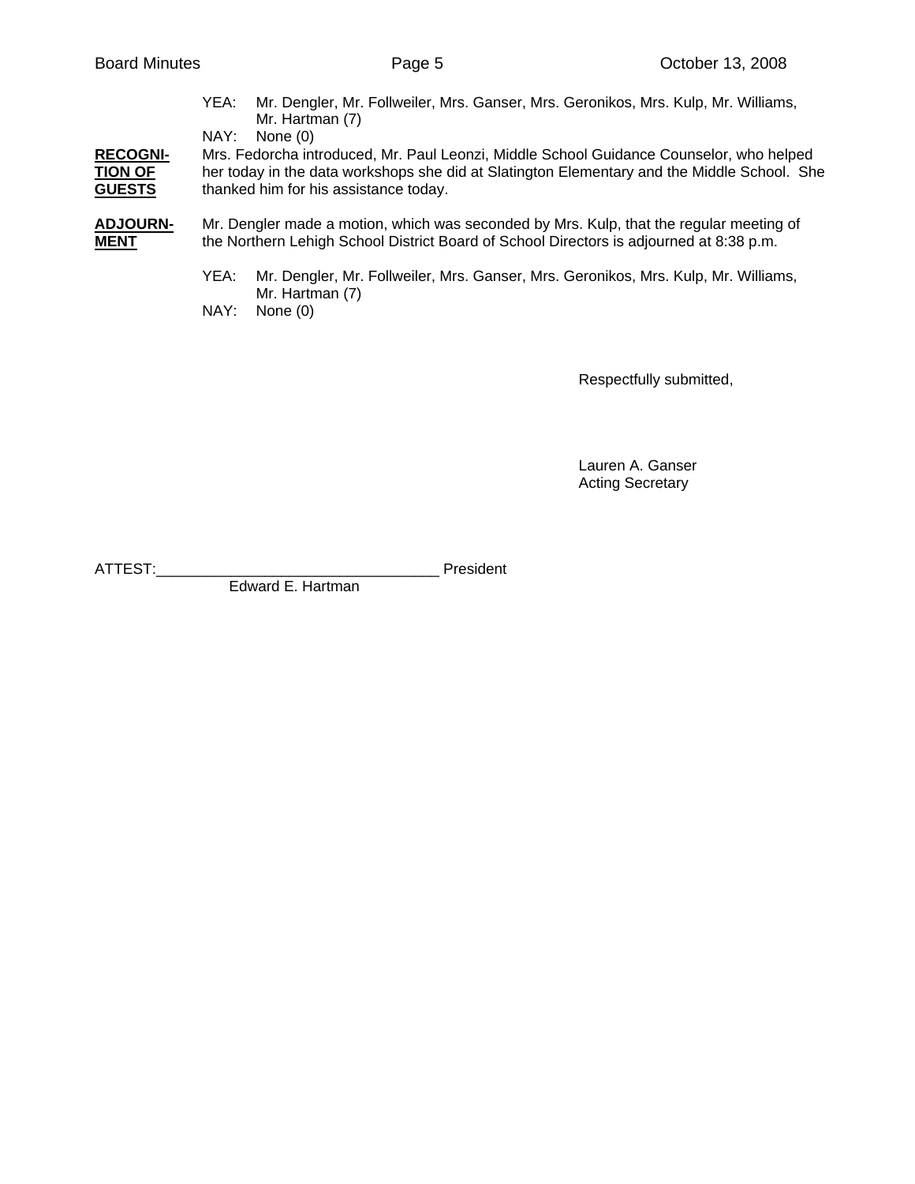YEA: Mr. Dengler, Mr. Follweiler, Mrs. Ganser, Mrs. Geronikos, Mrs. Kulp, Mr. Williams, Mr. Hartman (7)
NAY: None (0)

**RECOGNITION OF GUESTS**

Mrs. Fedorcha introduced, Mr. Paul Leonzi, Middle School Guidance Counselor, who helped her today in the data workshops she did at Slatington Elementary and the Middle School. She thanked him for his assistance today.

**ADJOURNMENT**

Mr. Dengler made a motion, which was seconded by Mrs. Kulp, that the regular meeting of the Northern Lehigh School District Board of School Directors is adjourned at 8:38 p.m.

YEA: Mr. Dengler, Mr. Follweiler, Mrs. Ganser, Mrs. Geronikos, Mrs. Kulp, Mr. Williams, Mr. Hartman (7)
NAY: None (0)

Respectfully submitted,

Lauren A. Ganser
Acting Secretary

ATTEST:_________________________________ President
Edward E. Hartman